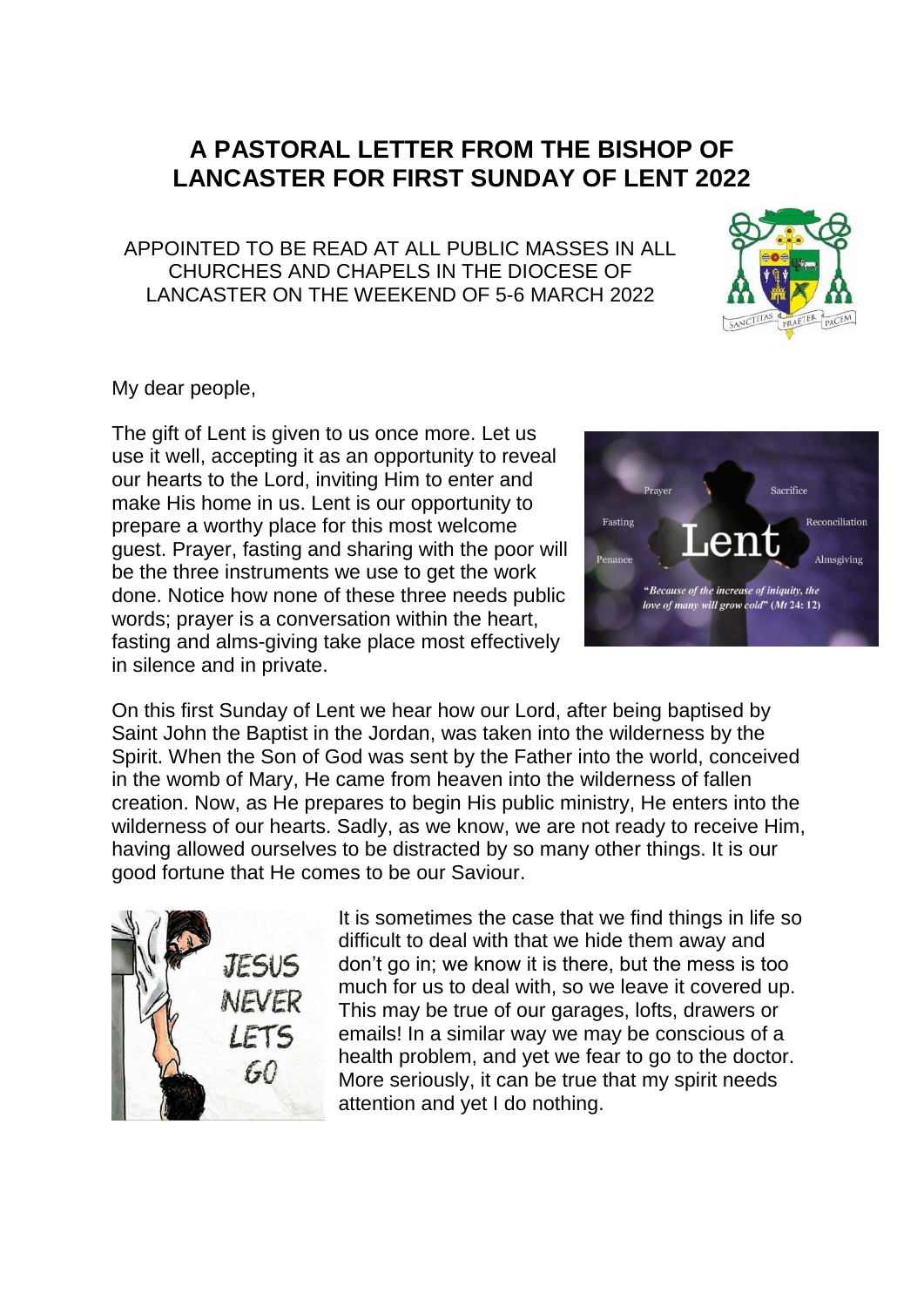# A PASTORAL LETTER FROM THE BISHOP OF LANCASTER FOR FIRST SUNDAY OF LENT 2022

APPOINTED TO BE READ AT ALL PUBLIC MASSES IN ALL CHURCHES AND CHAPELS IN THE DIOCESE OF LANCASTER ON THE WEEKEND OF 5-6 MARCH 2022

My dear people,

The gift of Lent is given to us once more. Let us use it well, accepting it as an opportunity to reveal our hearts to the Lord, inviting Him to enter and make His home in us. Lent is our opportunity to prepare a worthy place for this most welcome guest. Prayer, fasting and sharing with the poor will be the three instruments we use to get the work done. Notice how none of these three needs public words; prayer is a conversation within the heart, fasting and alms-giving take place most effectively in silence and in private.

On this first Sunday of Lent we hear how our Lord, after being baptised by Saint John the Baptist in the Jordan, was taken into the wilderness by the Spirit. When the Son of God was sent by the Father into the world, conceived in the womb of Mary, He came from heaven into the wilderness of fallen creation. Now, as He prepares to begin His public ministry, He enters into the wilderness of our hearts. Sadly, as we know, we are not ready to receive Him, having allowed ourselves to be distracted by so many other things. It is our good fortune that He comes to be our Saviour.

It is sometimes the case that we find things in life so difficult to deal with that we hide them away and don't go in; we know it is there, but the mess is too much for us to deal with, so we leave it covered up. This may be true of our garages, lofts, drawers or emails! In a similar way we may be conscious of a health problem, and yet we fear to go to the doctor. More seriously, it can be true that my spirit needs attention and yet I do nothing.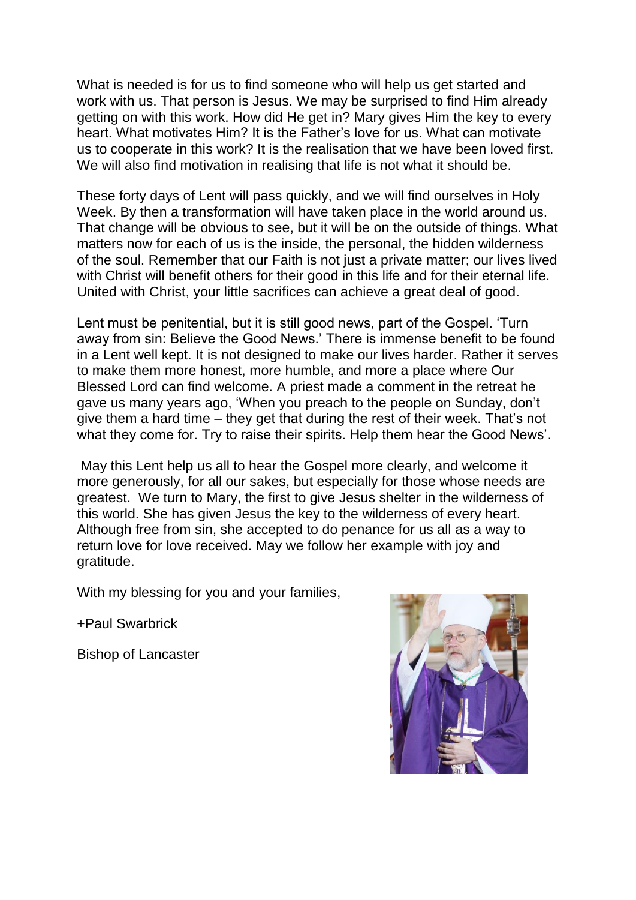What is needed is for us to find someone who will help us get started and work with us. That person is Jesus. We may be surprised to find Him already getting on with this work. How did He get in? Mary gives Him the key to every heart. What motivates Him? It is the Father's love for us. What can motivate us to cooperate in this work? It is the realisation that we have been loved first. We will also find motivation in realising that life is not what it should be.

These forty days of Lent will pass quickly, and we will find ourselves in Holy Week. By then a transformation will have taken place in the world around us. That change will be obvious to see, but it will be on the outside of things. What matters now for each of us is the inside, the personal, the hidden wilderness of the soul. Remember that our Faith is not just a private matter; our lives lived with Christ will benefit others for their good in this life and for their eternal life. United with Christ, your little sacrifices can achieve a great deal of good.

Lent must be penitential, but it is still good news, part of the Gospel. 'Turn away from sin: Believe the Good News.' There is immense benefit to be found in a Lent well kept. It is not designed to make our lives harder. Rather it serves to make them more honest, more humble, and more a place where Our Blessed Lord can find welcome. A priest made a comment in the retreat he gave us many years ago, 'When you preach to the people on Sunday, don't give them a hard time – they get that during the rest of their week. That's not what they come for. Try to raise their spirits. Help them hear the Good News'.

May this Lent help us all to hear the Gospel more clearly, and welcome it more generously, for all our sakes, but especially for those whose needs are greatest. We turn to Mary, the first to give Jesus shelter in the wilderness of this world. She has given Jesus the key to the wilderness of every heart. Although free from sin, she accepted to do penance for us all as a way to return love for love received. May we follow her example with joy and gratitude.

With my blessing for you and your families,

+Paul Swarbrick

Bishop of Lancaster